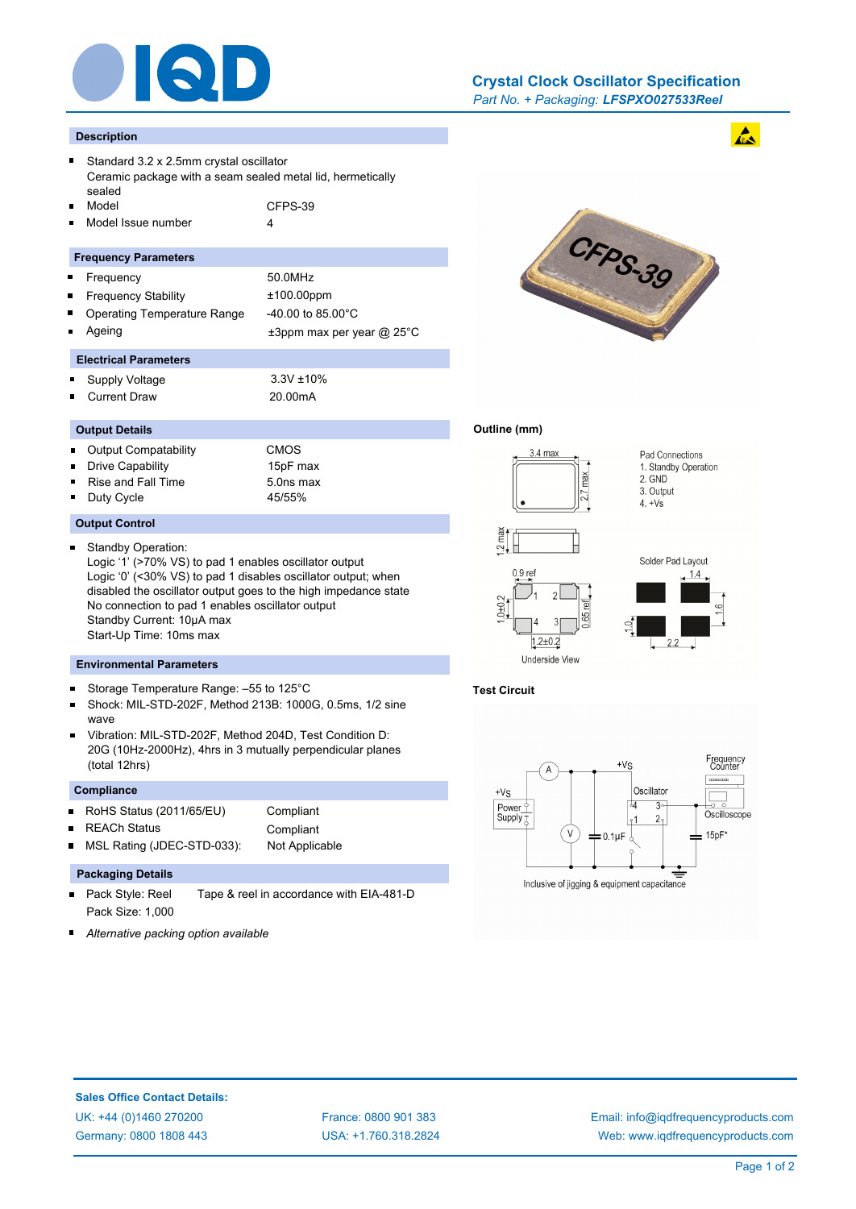# Crystal Clock Oscillator Specification

*Part No. + Packaging:* ***LFSPXO027533Reel***

## Description

- Standard 3.2 x 2.5mm crystal oscillator
  Ceramic package with a seam sealed metal lid, hermetically sealed
- Model: CFPS-39
- Model Issue number: 4

## Frequency Parameters

- Frequency: 50.0MHz
- Frequency Stability: ±100.00ppm
- Operating Temperature Range: -40.00 to 85.00°C
- Ageing: ±3ppm max per year @ 25°C

## Electrical Parameters

- Supply Voltage: 3.3V ±10%
- Current Draw: 20.00mA

## Output Details

- Output Compatability: CMOS
- Drive Capability: 15pF max
- Rise and Fall Time: 5.0ns max
- Duty Cycle: 45/55%

## Output Control

- Standby Operation:
  Logic '1' (>70% VS) to pad 1 enables oscillator output
  Logic '0' (<30% VS) to pad 1 disables oscillator output; when disabled the oscillator output goes to the high impedance state
  No connection to pad 1 enables oscillator output
  Standby Current: 10µA max
  Start-Up Time: 10ms max

## Environmental Parameters

- Storage Temperature Range: –55 to 125°C
- Shock: MIL-STD-202F, Method 213B: 1000G, 0.5ms, 1/2 sine wave
- Vibration: MIL-STD-202F, Method 204D, Test Condition D: 20G (10Hz-2000Hz), 4hrs in 3 mutually perpendicular planes (total 12hrs)

## Compliance

- RoHS Status (2011/65/EU): Compliant
- REACh Status: Compliant
- MSL Rating (JDEC-STD-033): Not Applicable

## Packaging Details

- Pack Style: Reel — Tape & reel in accordance with EIA-481-D
  Pack Size: 1,000
- *Alternative packing option available*

## Outline (mm)

3.4 max, 2.7 max, 1.2 max

Pad Connections
1. Standby Operation
2. GND
3. Output
4. +Vs

Underside View: 0.9 ref, 1.0±0.2, 0.65 ref, 1.2±0.2

Solder Pad Layout: 1.4, 1.6, 1.0, 2.2

## Test Circuit

Inclusive of jigging & equipment capacitance

**Sales Office Contact Details:**

UK: +44 (0)1460 270200
Germany: 0800 1808 443
France: 0800 901 383
USA: +1.760.318.2824
Email: info@iqdfrequencyproducts.com
Web: www.iqdfrequencyproducts.com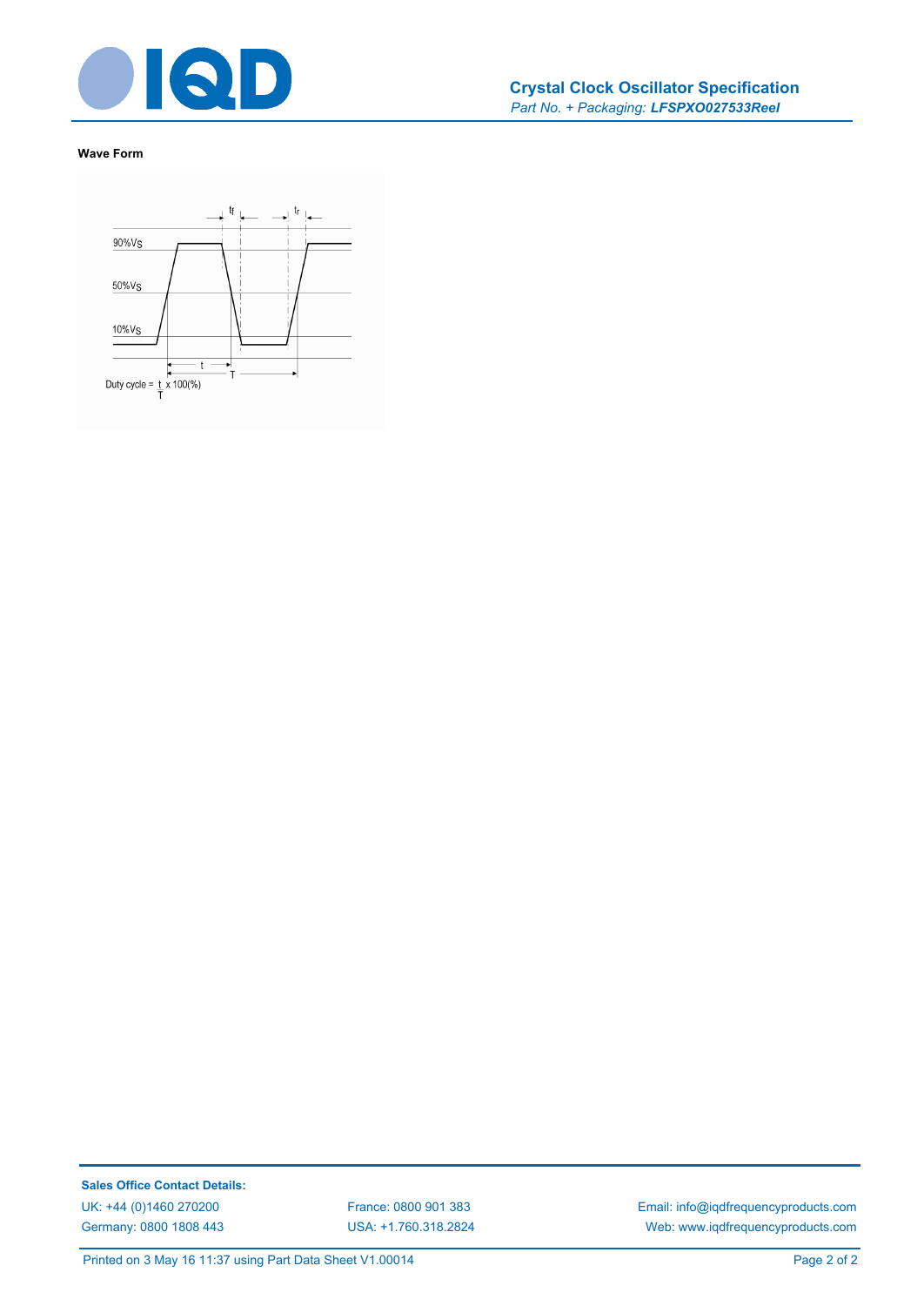**Wave Form**

$t_f$

$t_r$

90%Vs

50%Vs

10%Vs

t

T

Duty cycle = $\frac{t}{T}$ x 100(%)

**Sales Office Contact Details:**

UK: +44 (0)1460 270200

Germany: 0800 1808 443

France: 0800 901 383

USA: +1.760.318.2824

Email: info@iqdfrequencyproducts.com

Web: www.iqdfrequencyproducts.com

Printed on 3 May 16 11:37 using Part Data Sheet V1.00014